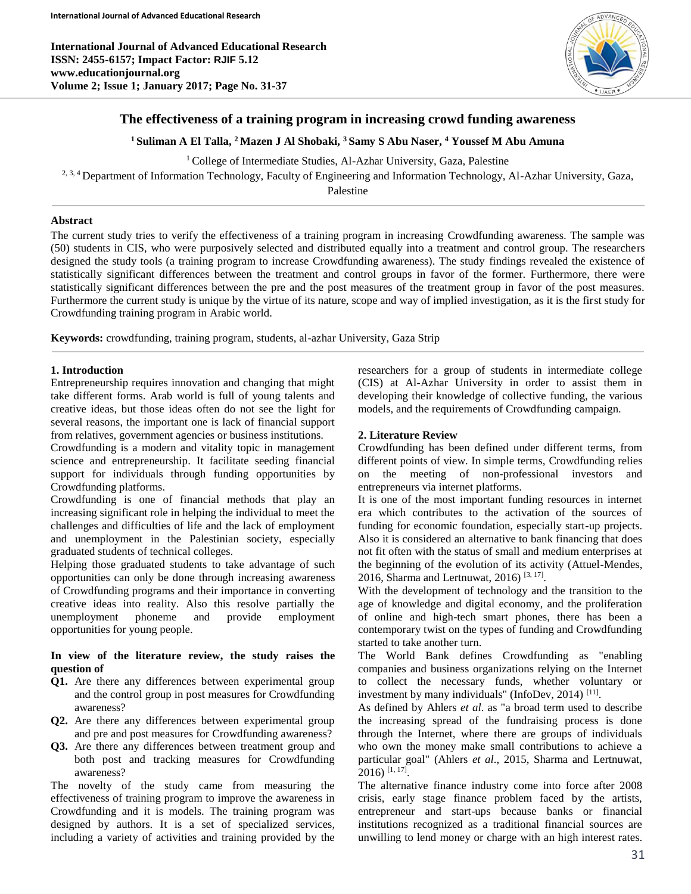# The effectiveness of a training program in increasing crowd funding awareness

**[1] Suliman A El Talla, [2] Mazen J Al Shobaki, [3] Samy S Abu Naser, [4] Youssef M Abu Amuna**

[1] College of Intermediate Studies, Al-Azhar University, Gaza, Palestine

[2, 3, 4] Department of Information Technology, Faculty of Engineering and Information Technology, Al-Azhar University, Gaza, Palestine

## Abstract

The current study tries to verify the effectiveness of a training program in increasing Crowdfunding awareness. The sample was (50) students in CIS, who were purposively selected and distributed equally into a treatment and control group. The researchers designed the study tools (a training program to increase Crowdfunding awareness). The study findings revealed the existence of statistically significant differences between the treatment and control groups in favor of the former. Furthermore, there were statistically significant differences between the pre and the post measures of the treatment group in favor of the post measures. Furthermore the current study is unique by the virtue of its nature, scope and way of implied investigation, as it is the first study for Crowdfunding training program in Arabic world.

**Keywords:** crowdfunding, training program, students, al-azhar University, Gaza Strip

## 1. Introduction

Entrepreneurship requires innovation and changing that might take different forms. Arab world is full of young talents and creative ideas, but those ideas often do not see the light for several reasons, the important one is lack of financial support from relatives, government agencies or business institutions.

Crowdfunding is a modern and vitality topic in management science and entrepreneurship. It facilitate seeding financial support for individuals through funding opportunities by Crowdfunding platforms.

Crowdfunding is one of financial methods that play an increasing significant role in helping the individual to meet the challenges and difficulties of life and the lack of employment and unemployment in the Palestinian society, especially graduated students of technical colleges.

Helping those graduated students to take advantage of such opportunities can only be done through increasing awareness of Crowdfunding programs and their importance in converting creative ideas into reality. Also this resolve partially the unemployment phoneme and provide employment opportunities for young people.

**In view of the literature review, the study raises the question of**

- **Q1.** Are there any differences between experimental group and the control group in post measures for Crowdfunding awareness?
- **Q2.** Are there any differences between experimental group and pre and post measures for Crowdfunding awareness?
- **Q3.** Are there any differences between treatment group and both post and tracking measures for Crowdfunding awareness?

The novelty of the study came from measuring the effectiveness of training program to improve the awareness in Crowdfunding and it is models. The training program was designed by authors. It is a set of specialized services, including a variety of activities and training provided by the researchers for a group of students in intermediate college (CIS) at Al-Azhar University in order to assist them in developing their knowledge of collective funding, the various models, and the requirements of Crowdfunding campaign.

## 2. Literature Review

Crowdfunding has been defined under different terms, from different points of view. In simple terms, Crowdfunding relies on the meeting of non-professional investors and entrepreneurs via internet platforms.

It is one of the most important funding resources in internet era which contributes to the activation of the sources of funding for economic foundation, especially start-up projects. Also it is considered an alternative to bank financing that does not fit often with the status of small and medium enterprises at the beginning of the evolution of its activity (Attuel-Mendes, 2016, Sharma and Lertnuwat, 2016) [3, 17].

With the development of technology and the transition to the age of knowledge and digital economy, and the proliferation of online and high-tech smart phones, there has been a contemporary twist on the types of funding and Crowdfunding started to take another turn.

The World Bank defines Crowdfunding as "enabling companies and business organizations relying on the Internet to collect the necessary funds, whether voluntary or investment by many individuals" (InfoDev, 2014) [11].

As defined by Ahlers *et al*. as "a broad term used to describe the increasing spread of the fundraising process is done through the Internet, where there are groups of individuals who own the money make small contributions to achieve a particular goal" (Ahlers *et al*., 2015, Sharma and Lertnuwat, 2016) [1, 17].

The alternative finance industry come into force after 2008 crisis, early stage finance problem faced by the artists, entrepreneur and start-ups because banks or financial institutions recognized as a traditional financial sources are unwilling to lend money or charge with an high interest rates.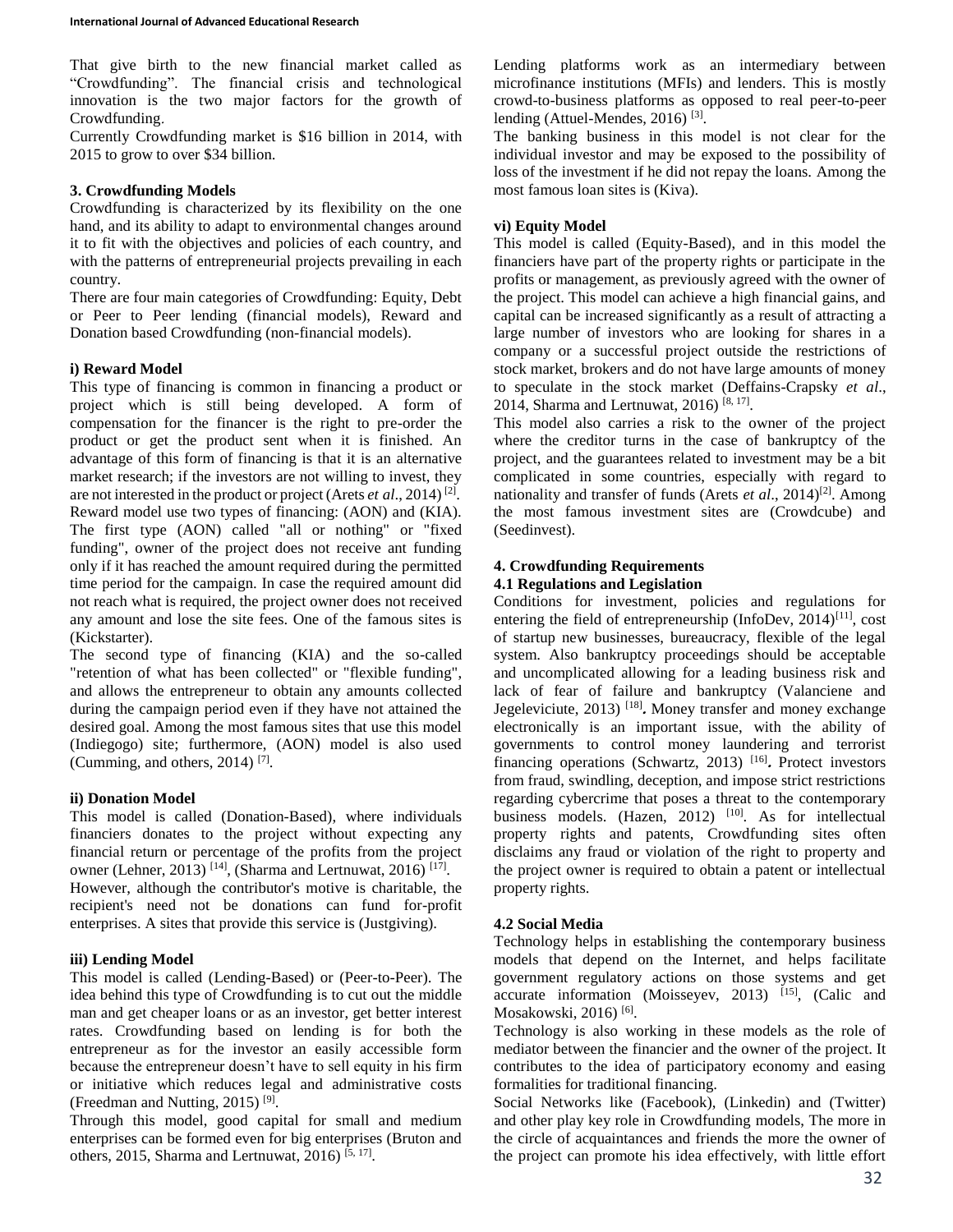That give birth to the new financial market called as "Crowdfunding". The financial crisis and technological innovation is the two major factors for the growth of Crowdfunding.

Currently Crowdfunding market is $16 billion in 2014, with 2015 to grow to over $34 billion.

### 3. Crowdfunding Models

Crowdfunding is characterized by its flexibility on the one hand, and its ability to adapt to environmental changes around it to fit with the objectives and policies of each country, and with the patterns of entrepreneurial projects prevailing in each country.

There are four main categories of Crowdfunding: Equity, Debt or Peer to Peer lending (financial models), Reward and Donation based Crowdfunding (non-financial models).

#### i) Reward Model

This type of financing is common in financing a product or project which is still being developed. A form of compensation for the financer is the right to pre-order the product or get the product sent when it is finished. An advantage of this form of financing is that it is an alternative market research; if the investors are not willing to invest, they are not interested in the product or project (Arets *et al*., 2014) [2].

Reward model use two types of financing: (AON) and (KIA). The first type (AON) called "all or nothing" or "fixed funding", owner of the project does not receive ant funding only if it has reached the amount required during the permitted time period for the campaign. In case the required amount did not reach what is required, the project owner does not received any amount and lose the site fees. One of the famous sites is (Kickstarter).

The second type of financing (KIA) and the so-called "retention of what has been collected" or "flexible funding", and allows the entrepreneur to obtain any amounts collected during the campaign period even if they have not attained the desired goal. Among the most famous sites that use this model (Indiegogo) site; furthermore, (AON) model is also used (Cumming, and others, 2014) [7].

#### ii) Donation Model

This model is called (Donation-Based), where individuals financiers donates to the project without expecting any financial return or percentage of the profits from the project owner (Lehner, 2013) [14], (Sharma and Lertnuwat, 2016) [17].

However, although the contributor's motive is charitable, the recipient's need not be donations can fund for-profit enterprises. A sites that provide this service is (Justgiving).

#### iii) Lending Model

This model is called (Lending-Based) or (Peer-to-Peer). The idea behind this type of Crowdfunding is to cut out the middle man and get cheaper loans or as an investor, get better interest rates. Crowdfunding based on lending is for both the entrepreneur as for the investor an easily accessible form because the entrepreneur doesn't have to sell equity in his firm or initiative which reduces legal and administrative costs (Freedman and Nutting, 2015) [9].

Through this model, good capital for small and medium enterprises can be formed even for big enterprises (Bruton and others, 2015, Sharma and Lertnuwat, 2016) [5, 17].

Lending platforms work as an intermediary between microfinance institutions (MFIs) and lenders. This is mostly crowd-to-business platforms as opposed to real peer-to-peer lending (Attuel-Mendes, 2016) [3].

The banking business in this model is not clear for the individual investor and may be exposed to the possibility of loss of the investment if he did not repay the loans. Among the most famous loan sites is (Kiva).

#### vi) Equity Model

This model is called (Equity-Based), and in this model the financiers have part of the property rights or participate in the profits or management, as previously agreed with the owner of the project. This model can achieve a high financial gains, and capital can be increased significantly as a result of attracting a large number of investors who are looking for shares in a company or a successful project outside the restrictions of stock market, brokers and do not have large amounts of money to speculate in the stock market (Deffains-Crapsky *et al*., 2014, Sharma and Lertnuwat, 2016) [8, 17].

This model also carries a risk to the owner of the project where the creditor turns in the case of bankruptcy of the project, and the guarantees related to investment may be a bit complicated in some countries, especially with regard to nationality and transfer of funds (Arets *et al*., 2014)[2]. Among the most famous investment sites are (Crowdcube) and (Seedinvest).

### 4. Crowdfunding Requirements

#### 4.1 Regulations and Legislation

Conditions for investment, policies and regulations for entering the field of entrepreneurship (InfoDev, 2014)[11], cost of startup new businesses, bureaucracy, flexible of the legal system. Also bankruptcy proceedings should be acceptable and uncomplicated allowing for a leading business risk and lack of fear of failure and bankruptcy (Valanciene and Jegeleviciute, 2013) [18]. Money transfer and money exchange electronically is an important issue, with the ability of governments to control money laundering and terrorist financing operations (Schwartz, 2013) [16]. Protect investors from fraud, swindling, deception, and impose strict restrictions regarding cybercrime that poses a threat to the contemporary business models. (Hazen, 2012) [10]. As for intellectual property rights and patents, Crowdfunding sites often disclaims any fraud or violation of the right to property and the project owner is required to obtain a patent or intellectual property rights.

#### 4.2 Social Media

Technology helps in establishing the contemporary business models that depend on the Internet, and helps facilitate government regulatory actions on those systems and get accurate information (Moisseyev, 2013) [15], (Calic and Mosakowski, 2016) [6].

Technology is also working in these models as the role of mediator between the financier and the owner of the project. It contributes to the idea of participatory economy and easing formalities for traditional financing.

Social Networks like (Facebook), (Linkedin) and (Twitter) and other play key role in Crowdfunding models, The more in the circle of acquaintances and friends the more the owner of the project can promote his idea effectively, with little effort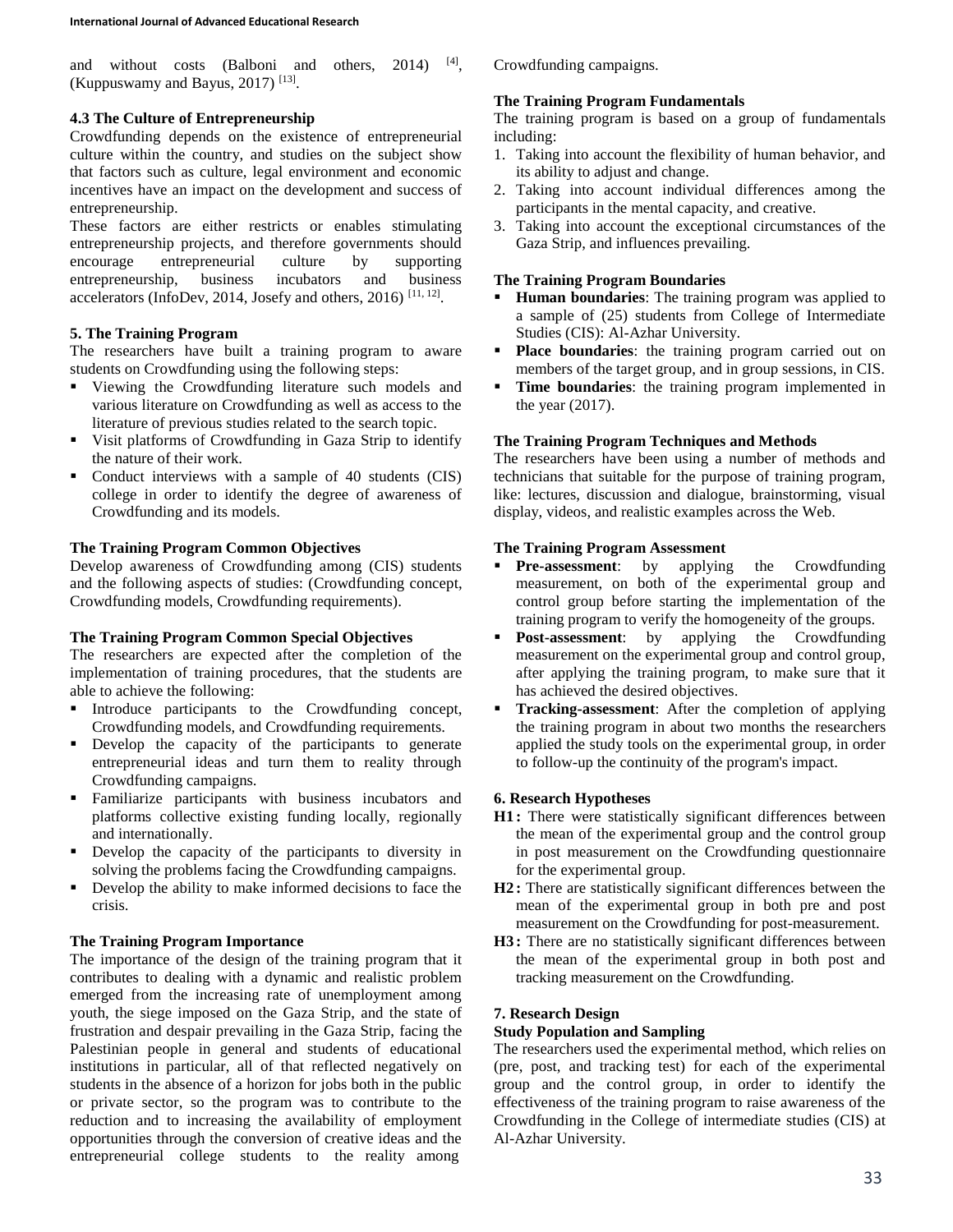and without costs (Balboni and others, 2014) [4], (Kuppuswamy and Bayus, 2017) [13].

### 4.3 The Culture of Entrepreneurship

Crowdfunding depends on the existence of entrepreneurial culture within the country, and studies on the subject show that factors such as culture, legal environment and economic incentives have an impact on the development and success of entrepreneurship.

These factors are either restricts or enables stimulating entrepreneurship projects, and therefore governments should encourage entrepreneurial culture by supporting entrepreneurship, business incubators and business accelerators (InfoDev, 2014, Josefy and others, 2016) [11, 12].

## 5. The Training Program

The researchers have built a training program to aware students on Crowdfunding using the following steps:

- Viewing the Crowdfunding literature such models and various literature on Crowdfunding as well as access to the literature of previous studies related to the search topic.
- Visit platforms of Crowdfunding in Gaza Strip to identify the nature of their work.
- Conduct interviews with a sample of 40 students (CIS) college in order to identify the degree of awareness of Crowdfunding and its models.

### The Training Program Common Objectives

Develop awareness of Crowdfunding among (CIS) students and the following aspects of studies: (Crowdfunding concept, Crowdfunding models, Crowdfunding requirements).

### The Training Program Common Special Objectives

The researchers are expected after the completion of the implementation of training procedures, that the students are able to achieve the following:

- Introduce participants to the Crowdfunding concept, Crowdfunding models, and Crowdfunding requirements.
- Develop the capacity of the participants to generate entrepreneurial ideas and turn them to reality through Crowdfunding campaigns.
- Familiarize participants with business incubators and platforms collective existing funding locally, regionally and internationally.
- Develop the capacity of the participants to diversity in solving the problems facing the Crowdfunding campaigns.
- Develop the ability to make informed decisions to face the crisis.

### The Training Program Importance

The importance of the design of the training program that it contributes to dealing with a dynamic and realistic problem emerged from the increasing rate of unemployment among youth, the siege imposed on the Gaza Strip, and the state of frustration and despair prevailing in the Gaza Strip, facing the Palestinian people in general and students of educational institutions in particular, all of that reflected negatively on students in the absence of a horizon for jobs both in the public or private sector, so the program was to contribute to the reduction and to increasing the availability of employment opportunities through the conversion of creative ideas and the entrepreneurial college students to the reality among Crowdfunding campaigns.

### The Training Program Fundamentals

The training program is based on a group of fundamentals including:

1. Taking into account the flexibility of human behavior, and its ability to adjust and change.
2. Taking into account individual differences among the participants in the mental capacity, and creative.
3. Taking into account the exceptional circumstances of the Gaza Strip, and influences prevailing.

### The Training Program Boundaries

- **Human boundaries**: The training program was applied to a sample of (25) students from College of Intermediate Studies (CIS): Al-Azhar University.
- **Place boundaries**: the training program carried out on members of the target group, and in group sessions, in CIS.
- **Time boundaries**: the training program implemented in the year (2017).

### The Training Program Techniques and Methods

The researchers have been using a number of methods and technicians that suitable for the purpose of training program, like: lectures, discussion and dialogue, brainstorming, visual display, videos, and realistic examples across the Web.

### The Training Program Assessment

- **Pre-assessment**: by applying the Crowdfunding measurement, on both of the experimental group and control group before starting the implementation of the training program to verify the homogeneity of the groups.
- **Post-assessment**: by applying the Crowdfunding measurement on the experimental group and control group, after applying the training program, to make sure that it has achieved the desired objectives.
- **Tracking-assessment**: After the completion of applying the training program in about two months the researchers applied the study tools on the experimental group, in order to follow-up the continuity of the program's impact.

## 6. Research Hypotheses

**H1 :** There were statistically significant differences between the mean of the experimental group and the control group in post measurement on the Crowdfunding questionnaire for the experimental group.

**H2 :** There are statistically significant differences between the mean of the experimental group in both pre and post measurement on the Crowdfunding for post-measurement.

**H3 :** There are no statistically significant differences between the mean of the experimental group in both post and tracking measurement on the Crowdfunding.

## 7. Research Design

### Study Population and Sampling

The researchers used the experimental method, which relies on (pre, post, and tracking test) for each of the experimental group and the control group, in order to identify the effectiveness of the training program to raise awareness of the Crowdfunding in the College of intermediate studies (CIS) at Al-Azhar University.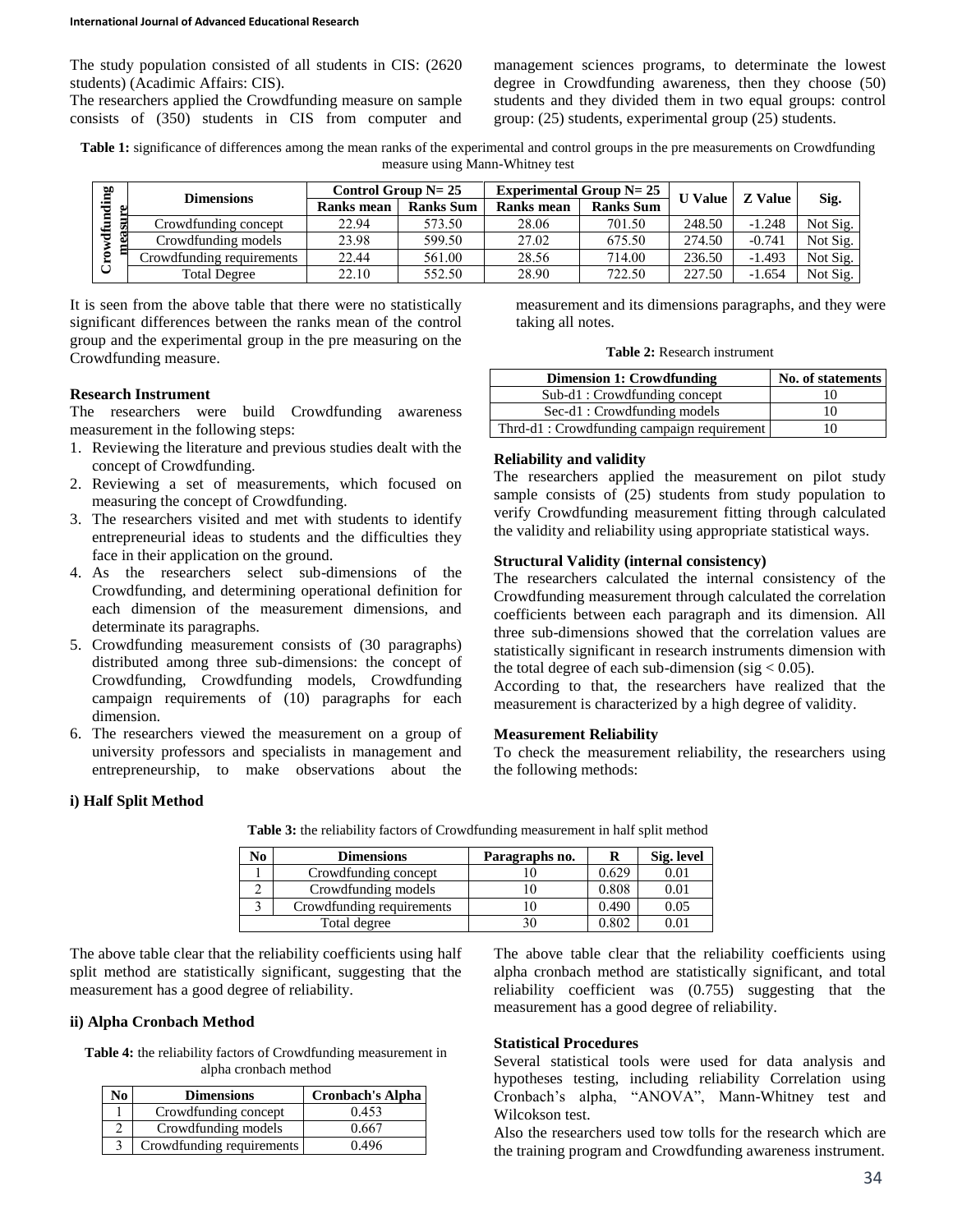The study population consisted of all students in CIS: (2620 students) (Acadimic Affairs: CIS).

The researchers applied the Crowdfunding measure on sample consists of (350) students in CIS from computer and management sciences programs, to determinate the lowest degree in Crowdfunding awareness, then they choose (50) students and they divided them in two equal groups: control group: (25) students, experimental group (25) students.

**Table 1:** significance of differences among the mean ranks of the experimental and control groups in the pre measurements on Crowdfunding measure using Mann-Whitney test

| | Dimensions | Control Group N= 25 | | Experimental Group N= 25 | | U Value | Z Value | Sig. |
|---|---|---|---|---|---|---|---|---|
| | | Ranks mean | Ranks Sum | Ranks mean | Ranks Sum | | | |
| Crowdfunding measure | Crowdfunding concept | 22.94 | 573.50 | 28.06 | 701.50 | 248.50 | -1.248 | Not Sig. |
| | Crowdfunding models | 23.98 | 599.50 | 27.02 | 675.50 | 274.50 | -0.741 | Not Sig. |
| | Crowdfunding requirements | 22.44 | 561.00 | 28.56 | 714.00 | 236.50 | -1.493 | Not Sig. |
| | Total Degree | 22.10 | 552.50 | 28.90 | 722.50 | 227.50 | -1.654 | Not Sig. |

It is seen from the above table that there were no statistically significant differences between the ranks mean of the control group and the experimental group in the pre measuring on the Crowdfunding measure.

### Research Instrument

The researchers were build Crowdfunding awareness measurement in the following steps:

1. Reviewing the literature and previous studies dealt with the concept of Crowdfunding.
2. Reviewing a set of measurements, which focused on measuring the concept of Crowdfunding.
3. The researchers visited and met with students to identify entrepreneurial ideas to students and the difficulties they face in their application on the ground.
4. As the researchers select sub-dimensions of the Crowdfunding, and determining operational definition for each dimension of the measurement dimensions, and determinate its paragraphs.
5. Crowdfunding measurement consists of (30 paragraphs) distributed among three sub-dimensions: the concept of Crowdfunding, Crowdfunding models, Crowdfunding campaign requirements of (10) paragraphs for each dimension.
6. The researchers viewed the measurement on a group of university professors and specialists in management and entrepreneurship, to make observations about the measurement and its dimensions paragraphs, and they were taking all notes.

**Table 2:** Research instrument

| Dimension 1: Crowdfunding | No. of statements |
|---|---|
| Sub-d1 : Crowdfunding concept | 10 |
| Sec-d1 : Crowdfunding models | 10 |
| Thrd-d1 : Crowdfunding campaign requirement | 10 |

### Reliability and validity

The researchers applied the measurement on pilot study sample consists of (25) students from study population to verify Crowdfunding measurement fitting through calculated the validity and reliability using appropriate statistical ways.

### Structural Validity (internal consistency)

The researchers calculated the internal consistency of the Crowdfunding measurement through calculated the correlation coefficients between each paragraph and its dimension. All three sub-dimensions showed that the correlation values are statistically significant in research instruments dimension with the total degree of each sub-dimension (sig $< 0.05$).

According to that, the researchers have realized that the measurement is characterized by a high degree of validity.

### Measurement Reliability

To check the measurement reliability, the researchers using the following methods:

#### i) Half Split Method

**Table 3:** the reliability factors of Crowdfunding measurement in half split method

| No | Dimensions | Paragraphs no. | R | Sig. level |
|---|---|---|---|---|
| 1 | Crowdfunding concept | 10 | 0.629 | 0.01 |
| 2 | Crowdfunding models | 10 | 0.808 | 0.01 |
| 3 | Crowdfunding requirements | 10 | 0.490 | 0.05 |
| Total degree | | 30 | 0.802 | 0.01 |

The above table clear that the reliability coefficients using half split method are statistically significant, suggesting that the measurement has a good degree of reliability.

#### ii) Alpha Cronbach Method

**Table 4:** the reliability factors of Crowdfunding measurement in alpha cronbach method

| No | Dimensions | Cronbach's Alpha |
|---|---|---|
| 1 | Crowdfunding concept | 0.453 |
| 2 | Crowdfunding models | 0.667 |
| 3 | Crowdfunding requirements | 0.496 |

The above table clear that the reliability coefficients using alpha cronbach method are statistically significant, and total reliability coefficient was (0.755) suggesting that the measurement has a good degree of reliability.

### Statistical Procedures

Several statistical tools were used for data analysis and hypotheses testing, including reliability Correlation using Cronbach's alpha, "ANOVA", Mann-Whitney test and Wilcokson test.

Also the researchers used tow tolls for the research which are the training program and Crowdfunding awareness instrument.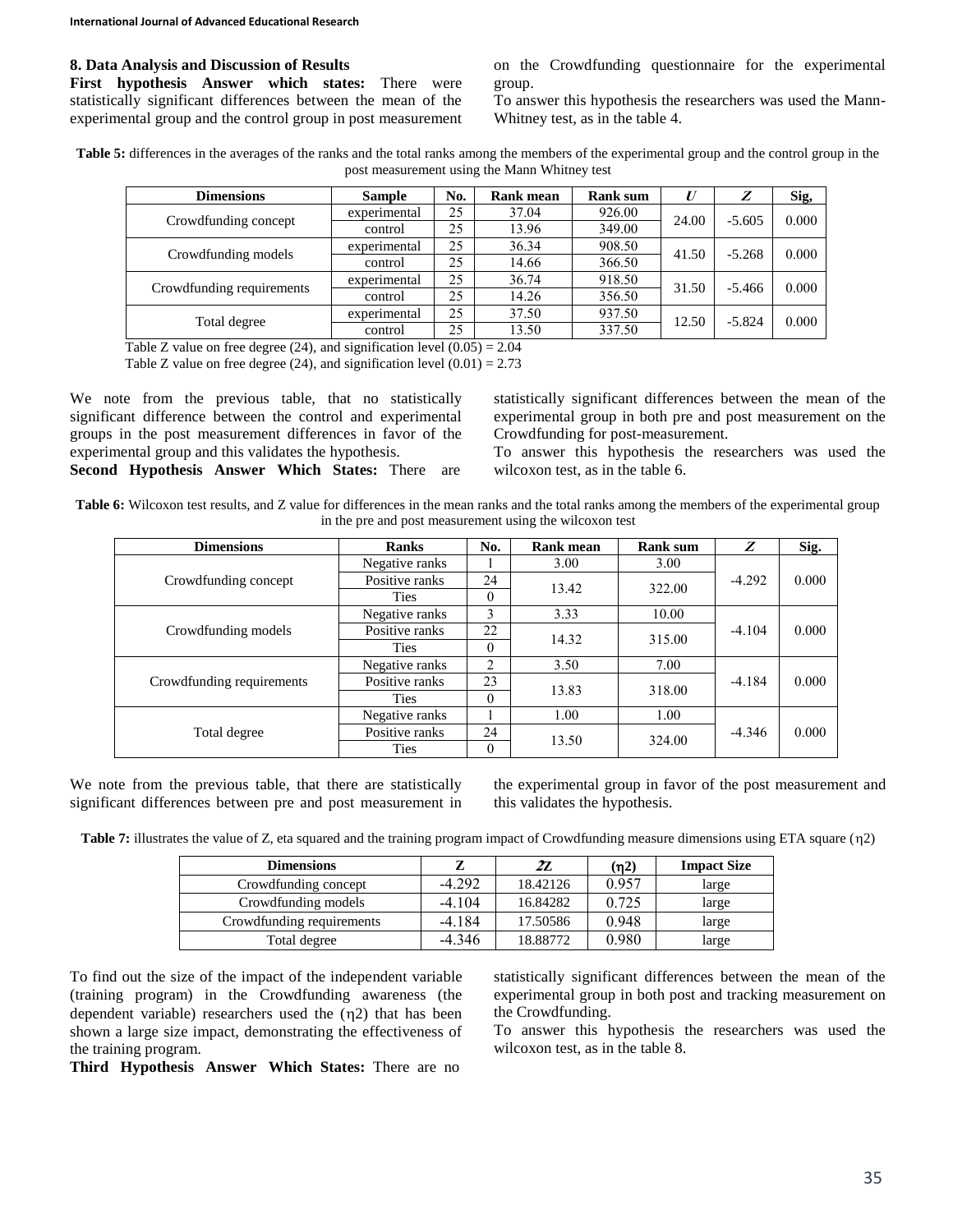## 8. Data Analysis and Discussion of Results

**First hypothesis Answer which states:** There were statistically significant differences between the mean of the experimental group and the control group in post measurement on the Crowdfunding questionnaire for the experimental group.

To answer this hypothesis the researchers was used the Mann-Whitney test, as in the table 4.

**Table 5:** differences in the averages of the ranks and the total ranks among the members of the experimental group and the control group in the post measurement using the Mann Whitney test

| Dimensions | Sample | No. | Rank mean | Rank sum | *U* | *Z* | Sig, |
|---|---|---|---|---|---|---|---|
| Crowdfunding concept | experimental | 25 | 37.04 | 926.00 | 24.00 | -5.605 | 0.000 |
| | control | 25 | 13.96 | 349.00 | | | |
| Crowdfunding models | experimental | 25 | 36.34 | 908.50 | 41.50 | -5.268 | 0.000 |
| | control | 25 | 14.66 | 366.50 | | | |
| Crowdfunding requirements | experimental | 25 | 36.74 | 918.50 | 31.50 | -5.466 | 0.000 |
| | control | 25 | 14.26 | 356.50 | | | |
| Total degree | experimental | 25 | 37.50 | 937.50 | 12.50 | -5.824 | 0.000 |
| | control | 25 | 13.50 | 337.50 | | | |

Table Z value on free degree (24), and signification level (0.05) = 2.04

Table Z value on free degree (24), and signification level (0.01) = 2.73

We note from the previous table, that no statistically significant difference between the control and experimental groups in the post measurement differences in favor of the experimental group and this validates the hypothesis.

**Second Hypothesis Answer Which States:** There are statistically significant differences between the mean of the experimental group in both pre and post measurement on the Crowdfunding for post-measurement.

To answer this hypothesis the researchers was used the wilcoxon test, as in the table 6.

**Table 6:** Wilcoxon test results, and Z value for differences in the mean ranks and the total ranks among the members of the experimental group in the pre and post measurement using the wilcoxon test

| Dimensions | Ranks | No. | Rank mean | Rank sum | *Z* | Sig. |
|---|---|---|---|---|---|---|
| Crowdfunding concept | Negative ranks | 1 | 3.00 | 3.00 | -4.292 | 0.000 |
| | Positive ranks | 24 | 13.42 | 322.00 | | |
| | Ties | 0 | | | | |
| Crowdfunding models | Negative ranks | 3 | 3.33 | 10.00 | -4.104 | 0.000 |
| | Positive ranks | 22 | 14.32 | 315.00 | | |
| | Ties | 0 | | | | |
| Crowdfunding requirements | Negative ranks | 2 | 3.50 | 7.00 | -4.184 | 0.000 |
| | Positive ranks | 23 | 13.83 | 318.00 | | |
| | Ties | 0 | | | | |
| Total degree | Negative ranks | 1 | 1.00 | 1.00 | -4.346 | 0.000 |
| | Positive ranks | 24 | 13.50 | 324.00 | | |
| | Ties | 0 | | | | |

We note from the previous table, that there are statistically significant differences between pre and post measurement in the experimental group in favor of the post measurement and this validates the hypothesis.

**Table 7:** illustrates the value of Z, eta squared and the training program impact of Crowdfunding measure dimensions using ETA square (η2)

| Dimensions | Z | 2Z | (η2) | Impact Size |
|---|---|---|---|---|
| Crowdfunding concept | -4.292 | 18.42126 | 0.957 | large |
| Crowdfunding models | -4.104 | 16.84282 | 0.725 | large |
| Crowdfunding requirements | -4.184 | 17.50586 | 0.948 | large |
| Total degree | -4.346 | 18.88772 | 0.980 | large |

To find out the size of the impact of the independent variable (training program) in the Crowdfunding awareness (the dependent variable) researchers used the (η2) that has been shown a large size impact, demonstrating the effectiveness of the training program.

**Third Hypothesis Answer Which States:** There are no statistically significant differences between the mean of the experimental group in both post and tracking measurement on the Crowdfunding.

To answer this hypothesis the researchers was used the wilcoxon test, as in the table 8.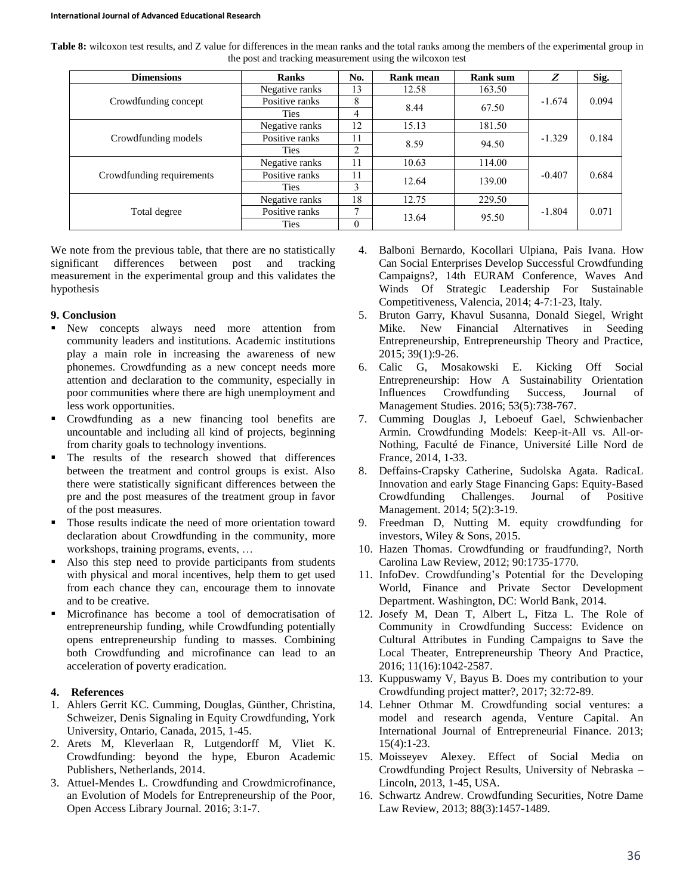**Table 8:** wilcoxon test results, and Z value for differences in the mean ranks and the total ranks among the members of the experimental group in the post and tracking measurement using the wilcoxon test

| Dimensions | Ranks | No. | Rank mean | Rank sum | *Z* | Sig. |
|---|---|---|---|---|---|---|
| Crowdfunding concept | Negative ranks | 13 | 12.58 | 163.50 | -1.674 | 0.094 |
| | Positive ranks | 8 | 8.44 | 67.50 | | |
| | Ties | 4 | | | | |
| Crowdfunding models | Negative ranks | 12 | 15.13 | 181.50 | -1.329 | 0.184 |
| | Positive ranks | 11 | 8.59 | 94.50 | | |
| | Ties | 2 | | | | |
| Crowdfunding requirements | Negative ranks | 11 | 10.63 | 114.00 | -0.407 | 0.684 |
| | Positive ranks | 11 | 12.64 | 139.00 | | |
| | Ties | 3 | | | | |
| Total degree | Negative ranks | 18 | 12.75 | 229.50 | -1.804 | 0.071 |
| | Positive ranks | 7 | 13.64 | 95.50 | | |
| | Ties | 0 | | | | |

We note from the previous table, that there are no statistically significant differences between post and tracking measurement in the experimental group and this validates the hypothesis

### 9. Conclusion

- New concepts always need more attention from community leaders and institutions. Academic institutions play a main role in increasing the awareness of new phonemes. Crowdfunding as a new concept needs more attention and declaration to the community, especially in poor communities where there are high unemployment and less work opportunities.
- Crowdfunding as a new financing tool benefits are uncountable and including all kind of projects, beginning from charity goals to technology inventions.
- The results of the research showed that differences between the treatment and control groups is exist. Also there were statistically significant differences between the pre and the post measures of the treatment group in favor of the post measures.
- Those results indicate the need of more orientation toward declaration about Crowdfunding in the community, more workshops, training programs, events, …
- Also this step need to provide participants from students with physical and moral incentives, help them to get used from each chance they can, encourage them to innovate and to be creative.
- Microfinance has become a tool of democratisation of entrepreneurship funding, while Crowdfunding potentially opens entrepreneurship funding to masses. Combining both Crowdfunding and microfinance can lead to an acceleration of poverty eradication.

### 4. References

1. Ahlers Gerrit KC. Cumming, Douglas, Günther, Christina, Schweizer, Denis Signaling in Equity Crowdfunding, York University, Ontario, Canada, 2015, 1-45.
2. Arets M, Kleverlaan R, Lutgendorff M, Vliet K. Crowdfunding: beyond the hype, Eburon Academic Publishers, Netherlands, 2014.
3. Attuel-Mendes L. Crowdfunding and Crowdmicrofinance, an Evolution of Models for Entrepreneurship of the Poor, Open Access Library Journal. 2016; 3:1-7.
4. Balboni Bernardo, Kocollari Ulpiana, Pais Ivana. How Can Social Enterprises Develop Successful Crowdfunding Campaigns?, 14th EURAM Conference, Waves And Winds Of Strategic Leadership For Sustainable Competitiveness, Valencia, 2014; 4-7:1-23, Italy.
5. Bruton Garry, Khavul Susanna, Donald Siegel, Wright Mike. New Financial Alternatives in Seeding Entrepreneurship, Entrepreneurship Theory and Practice, 2015; 39(1):9-26.
6. Calic G, Mosakowski E. Kicking Off Social Entrepreneurship: How A Sustainability Orientation Influences Crowdfunding Success, Journal of Management Studies. 2016; 53(5):738-767.
7. Cumming Douglas J, Leboeuf Gael, Schwienbacher Armin. Crowdfunding Models: Keep-it-All vs. All-or-Nothing, Faculté de Finance, Université Lille Nord de France, 2014, 1-33.
8. Deffains-Crapsky Catherine, Sudolska Agata. RadicaL Innovation and early Stage Financing Gaps: Equity-Based Crowdfunding Challenges. Journal of Positive Management. 2014; 5(2):3-19.
9. Freedman D, Nutting M. equity crowdfunding for investors, Wiley & Sons, 2015.
10. Hazen Thomas. Crowdfunding or fraudfunding?, North Carolina Law Review, 2012; 90:1735-1770.
11. InfoDev. Crowdfunding's Potential for the Developing World, Finance and Private Sector Development Department. Washington, DC: World Bank, 2014.
12. Josefy M, Dean T, Albert L, Fitza L. The Role of Community in Crowdfunding Success: Evidence on Cultural Attributes in Funding Campaigns to Save the Local Theater, Entrepreneurship Theory And Practice, 2016; 11(16):1042-2587.
13. Kuppuswamy V, Bayus B. Does my contribution to your Crowdfunding project matter?, 2017; 32:72-89.
14. Lehner Othmar M. Crowdfunding social ventures: a model and research agenda, Venture Capital. An International Journal of Entrepreneurial Finance. 2013; 15(4):1-23.
15. Moisseyev Alexey. Effect of Social Media on Crowdfunding Project Results, University of Nebraska – Lincoln, 2013, 1-45, USA.
16. Schwartz Andrew. Crowdfunding Securities, Notre Dame Law Review, 2013; 88(3):1457-1489.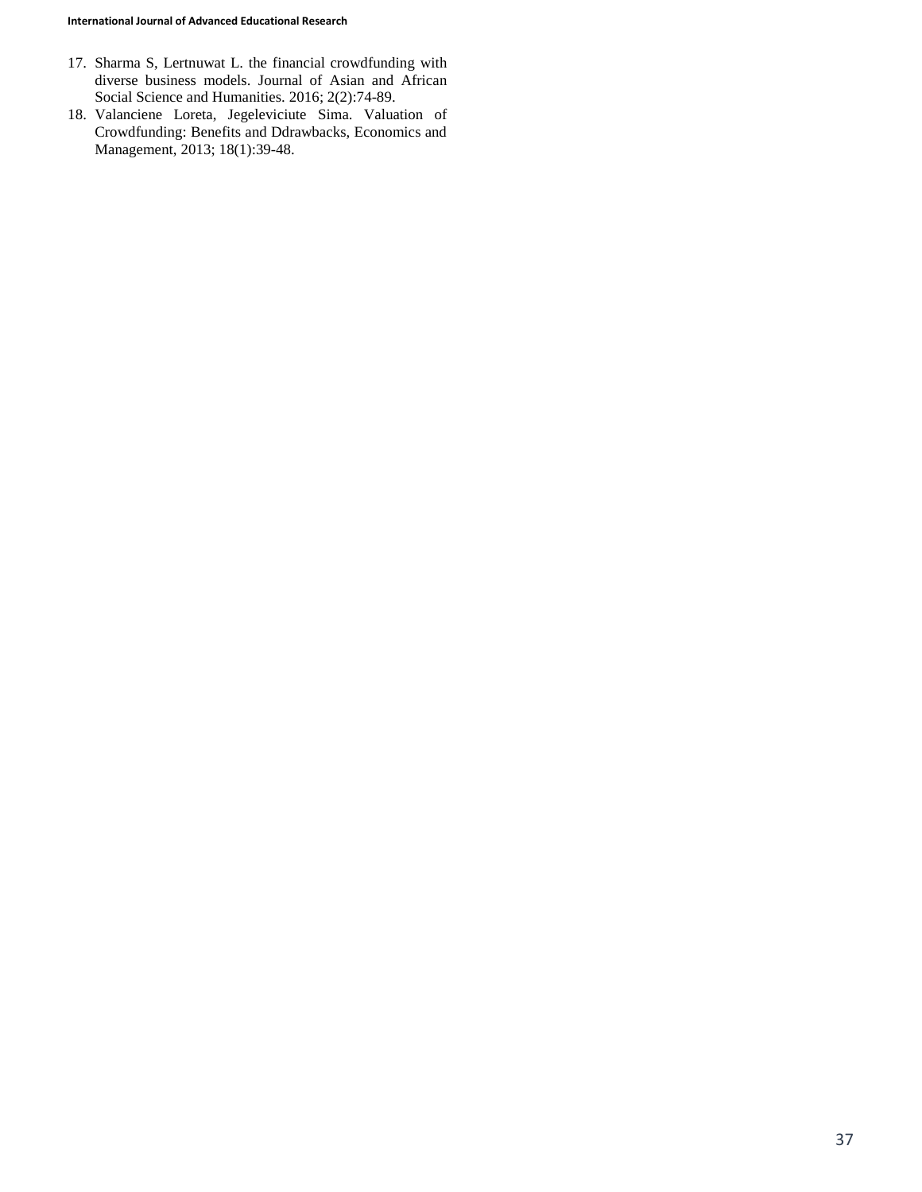17. Sharma S, Lertnuwat L. the financial crowdfunding with diverse business models. Journal of Asian and African Social Science and Humanities. 2016; 2(2):74-89.
18. Valanciene Loreta, Jegeleviciute Sima. Valuation of Crowdfunding: Benefits and Ddrawbacks, Economics and Management, 2013; 18(1):39-48.